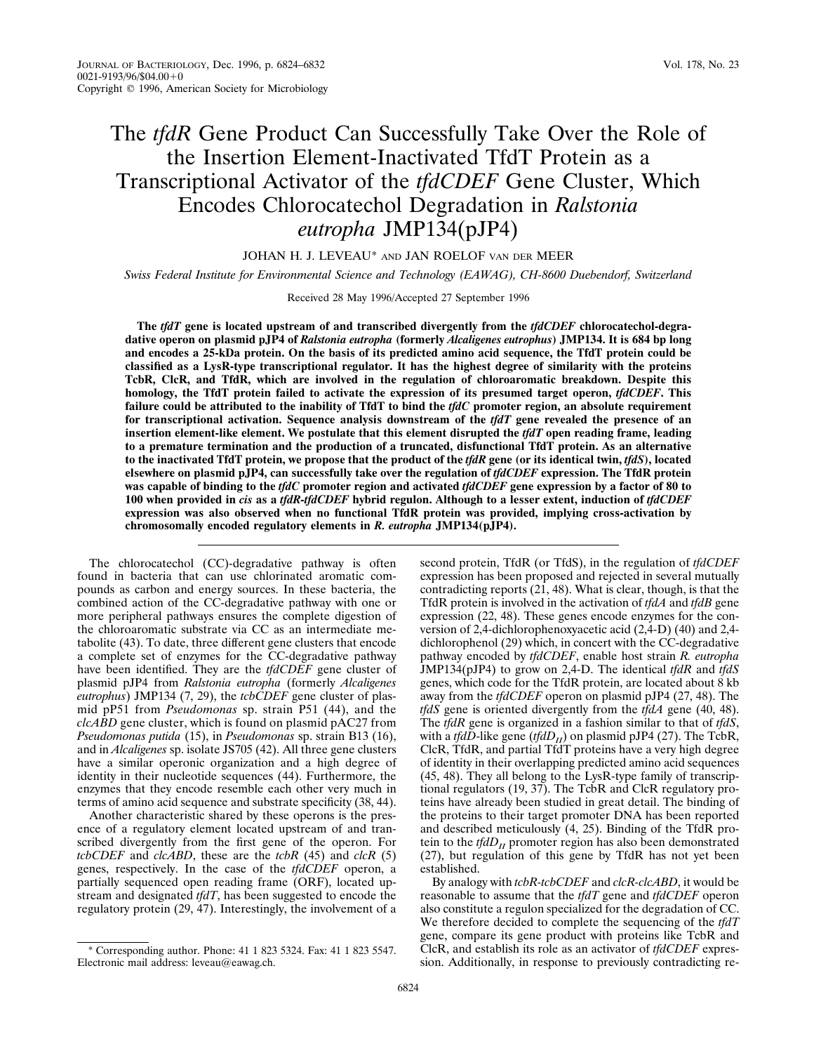# The *tfdR* Gene Product Can Successfully Take Over the Role of the Insertion Element-Inactivated TfdT Protein as a Transcriptional Activator of the *tfdCDEF* Gene Cluster, Which Encodes Chlorocatechol Degradation in *Ralstonia eutropha* JMP134(pJP4)

JOHAN H. J. LEVEAU* AND JAN ROELOF VAN DER MEER

*Swiss Federal Institute for Environmental Science and Technology (EAWAG), CH-8600 Duebendorf, Switzerland*

Received 28 May 1996/Accepted 27 September 1996

**The *tfdT* gene is located upstream of and transcribed divergently from the *tfdCDEF* chlorocatechol-degradative operon on plasmid pJP4 of *Ralstonia eutropha* (formerly *Alcaligenes eutrophus*) JMP134. It is 684 bp long and encodes a 25-kDa protein. On the basis of its predicted amino acid sequence, the TfdT protein could be classified as a LysR-type transcriptional regulator. It has the highest degree of similarity with the proteins TcbR, ClcR, and TfdR, which are involved in the regulation of chloroaromatic breakdown. Despite this homology, the TfdT protein failed to activate the expression of its presumed target operon, *tfdCDEF*. This failure could be attributed to the inability of TfdT to bind the *tfdC* promoter region, an absolute requirement for transcriptional activation. Sequence analysis downstream of the *tfdT* gene revealed the presence of an insertion element-like element. We postulate that this element disrupted the *tfdT* open reading frame, leading to a premature termination and the production of a truncated, disfunctional TfdT protein. As an alternative to the inactivated TfdT protein, we propose that the product of the *tfdR* gene (or its identical twin, *tfdS*), located elsewhere on plasmid pJP4, can successfully take over the regulation of *tfdCDEF* expression. The TfdR protein was capable of binding to the *tfdC* promoter region and activated *tfdCDEF* gene expression by a factor of 80 to 100 when provided in *cis* as a *tfdR-tfdCDEF* hybrid regulon. Although to a lesser extent, induction of *tfdCDEF* expression was also observed when no functional TfdR protein was provided, implying cross-activation by chromosomally encoded regulatory elements in *R. eutropha* JMP134(pJP4).**

The chlorocatechol (CC)-degradative pathway is often found in bacteria that can use chlorinated aromatic compounds as carbon and energy sources. In these bacteria, the combined action of the CC-degradative pathway with one or more peripheral pathways ensures the complete digestion of the chloroaromatic substrate via CC as an intermediate metabolite (43). To date, three different gene clusters that encode a complete set of enzymes for the CC-degradative pathway have been identified. They are the *tfdCDEF* gene cluster of plasmid pJP4 from *Ralstonia eutropha* (formerly *Alcaligenes eutrophus*) JMP134 (7, 29), the *tcbCDEF* gene cluster of plasmid pP51 from *Pseudomonas* sp. strain P51 (44), and the *clcABD* gene cluster, which is found on plasmid pAC27 from *Pseudomonas putida* (15), in *Pseudomonas* sp. strain B13 (16), and in *Alcaligenes* sp. isolate JS705 (42). All three gene clusters have a similar operonic organization and a high degree of identity in their nucleotide sequences (44). Furthermore, the enzymes that they encode resemble each other very much in terms of amino acid sequence and substrate specificity (38, 44).

Another characteristic shared by these operons is the presence of a regulatory element located upstream of and transcribed divergently from the first gene of the operon. For *tcbCDEF* and *clcABD*, these are the *tcbR* (45) and *clcR* (5) genes, respectively. In the case of the *tfdCDEF* operon, a partially sequenced open reading frame (ORF), located upstream and designated *tfdT*, has been suggested to encode the regulatory protein (29, 47). Interestingly, the involvement of a second protein, TfdR (or TfdS), in the regulation of *tfdCDEF* expression has been proposed and rejected in several mutually contradicting reports (21, 48). What is clear, though, is that the TfdR protein is involved in the activation of *tfdA* and *tfdB* gene expression (22, 48). These genes encode enzymes for the conversion of 2,4-dichlorophenoxyacetic acid (2,4-D) (40) and 2,4-dichlorophenol (29) which, in concert with the CC-degradative pathway encoded by *tfdCDEF*, enable host strain *R. eutropha* JMP134(pJP4) to grow on 2,4-D. The identical *tfdR* and *tfdS* genes, which code for the TfdR protein, are located about 8 kb away from the *tfdCDEF* operon on plasmid pJP4 (27, 48). The *tfdS* gene is oriented divergently from the *tfdA* gene (40, 48). The *tfdR* gene is organized in a fashion similar to that of *tfdS*, with a *tfdD*-like gene ($tfdD_{II}$) on plasmid pJP4 (27). The TcbR, ClcR, TfdR, and partial TfdT proteins have a very high degree of identity in their overlapping predicted amino acid sequences (45, 48). They all belong to the LysR-type family of transcriptional regulators (19, 37). The TcbR and ClcR regulatory proteins have already been studied in great detail. The binding of the proteins to their target promoter DNA has been reported and described meticulously (4, 25). Binding of the TfdR protein to the $tfdD_{II}$ promoter region has also been demonstrated (27), but regulation of this gene by TfdR has not yet been established.

By analogy with *tcbR-tcbCDEF* and *clcR-clcABD*, it would be reasonable to assume that the *tfdT* gene and *tfdCDEF* operon also constitute a regulon specialized for the degradation of CC. We therefore decided to complete the sequencing of the *tfdT* gene, compare its gene product with proteins like TcbR and ClcR, and establish its role as an activator of *tfdCDEF* expression. Additionally, in response to previously contradicting re-

\* Corresponding author. Phone: 41 1 823 5324. Fax: 41 1 823 5547. Electronic mail address: leveau@eawag.ch.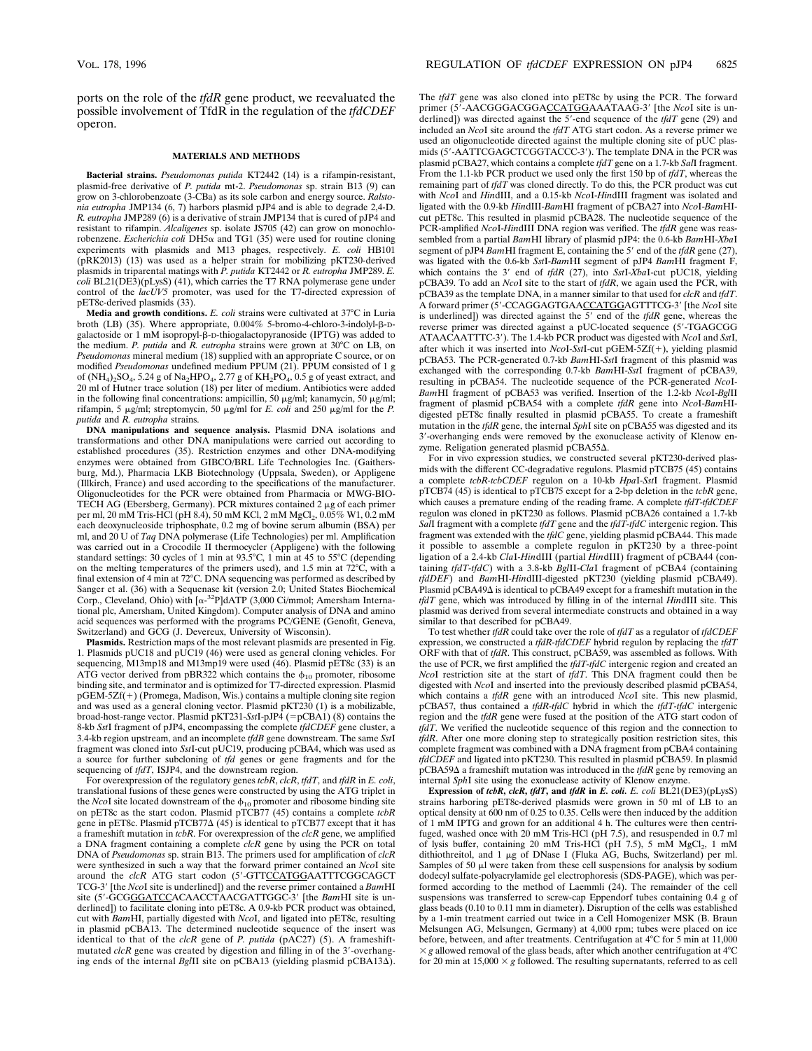ports on the role of the *tfdR* gene product, we reevaluated the possible involvement of TfdR in the regulation of the *tfdCDEF* operon.

## MATERIALS AND METHODS

**Bacterial strains.** *Pseudomonas putida* KT2442 (14) is a rifampin-resistant, plasmid-free derivative of *P. putida* mt-2. *Pseudomonas* sp. strain B13 (9) can grow on 3-chlorobenzoate (3-CBa) as its sole carbon and energy source. *Ralstonia eutropha* JMP134 (6, 7) harbors plasmid pJP4 and is able to degrade 2,4-D. *R. eutropha* JMP289 (6) is a derivative of strain JMP134 that is cured of pJP4 and resistant to rifampin. *Alcaligenes* sp. isolate JS705 (42) can grow on monochlorobenzene. *Escherichia coli* DH5α and TG1 (35) were used for routine cloning experiments with plasmids and M13 phages, respectively. *E. coli* HB101 (pRK2013) (13) was used as a helper strain for mobilizing pKT230-derived plasmids in triparental matings with *P. putida* KT2442 or *R. eutropha* JMP289. *E. coli* BL21(DE3)(pLysS) (41), which carries the T7 RNA polymerase gene under control of the *lacUV5* promoter, was used for the T7-directed expression of pET8c-derived plasmids (33).

**Media and growth conditions.** *E. coli* strains were cultivated at 37°C in Luria broth (LB) (35). Where appropriate, 0.004% 5-bromo-4-chloro-3-indolyl-β-D-galactoside or 1 mM isopropyl-β-D-thiogalactopyranoside (IPTG) was added to the medium. *P. putida* and *R. eutropha* strains were grown at 30°C on LB, on *Pseudomonas* mineral medium (18) supplied with an appropriate C source, or on modified *Pseudomonas* undefined medium PPUM (21). PPUM consisted of 1 g of $(NH_4)_2SO_4$, 5.24 g of $Na_2HPO_4$, 2.77 g of $KH_2PO_4$, 0.5 g of yeast extract, and 20 ml of Hutner trace solution (18) per liter of medium. Antibiotics were added in the following final concentrations: ampicillin, 50 μg/ml; kanamycin, 50 μg/ml; rifampin, 5 μg/ml; streptomycin, 50 μg/ml for *E. coli* and 250 μg/ml for the *P. putida* and *R. eutropha* strains.

**DNA manipulations and sequence analysis.** Plasmid DNA isolations and transformations and other DNA manipulations were carried out according to established procedures (35). Restriction enzymes and other DNA-modifying enzymes were obtained from GIBCO/BRL Life Technologies Inc. (Gaithersburg, Md.), Pharmacia LKB Biotechnology (Uppsala, Sweden), or Appligene (Illkirch, France) and used according to the specifications of the manufacturer. Oligonucleotides for the PCR were obtained from Pharmacia or MWG-BIO-TECH AG (Ebersberg, Germany). PCR mixtures contained 2 μg of each primer per ml, 20 mM Tris-HCl (pH 8.4), 50 mM KCl, 2 mM $MgCl_2$, 0.05% W1, 0.2 mM each deoxynucleoside triphosphate, 0.2 mg of bovine serum albumin (BSA) per ml, and 20 U of *Taq* DNA polymerase (Life Technologies) per ml. Amplification was carried out in a Crocodile II thermocycler (Appligene) with the following standard settings: 30 cycles of 1 min at 93.5°C, 1 min at 45 to 55°C (depending on the melting temperatures of the primers used), and 1.5 min at 72°C, with a final extension of 4 min at 72°C. DNA sequencing was performed as described by Sanger et al. (36) with a Sequenase kit (version 2.0; United States Biochemical Corp., Cleveland, Ohio) with [α-$^{32}$P]dATP (3,000 Ci/mmol; Amersham International plc, Amersham, United Kingdom). Computer analysis of DNA and amino acid sequences was performed with the programs PC/GENE (Genofit, Geneva, Switzerland) and GCG (J. Devereux, University of Wisconsin).

**Plasmids.** Restriction maps of the most relevant plasmids are presented in Fig. 1. Plasmids pUC18 and pUC19 (46) were used as general cloning vehicles. For sequencing, M13mp18 and M13mp19 were used (46). Plasmid pET8c (33) is an ATG vector derived from pBR322 which contains the $\phi_{10}$ promoter, ribosome binding site, and terminator and is optimized for T7-directed expression. Plasmid pGEM-5Zf(+) (Promega, Madison, Wis.) contains a multiple cloning site region and was used as a general cloning vector. Plasmid pKT230 (1) is a mobilizable, broad-host-range vector. Plasmid pKT231-*Sst*I-pJP4 (=pCBA1) (8) contains the 8-kb *Sst*I fragment of pJP4, encompassing the complete *tfdCDEF* gene cluster, a 3.4-kb region upstream, and an incomplete *tfdB* gene downstream. The same *Sst*I fragment was cloned into *Sst*I-cut pUC19, producing pCBA4, which was used as a source for further subcloning of *tfd* genes or gene fragments and for the sequencing of *tfdT*, ISJP4, and the downstream region.

For overexpression of the regulatory genes *tcbR*, *clcR*, *tfdT*, and *tfdR* in *E. coli*, translational fusions of these genes were constructed by using the ATG triplet in the *Nco*I site located downstream of the $\phi_{10}$ promoter and ribosome binding site on pET8c as the start codon. Plasmid pTCB77 (45) contains a complete *tcbR* gene in pET8c. Plasmid pTCB77Δ (45) is identical to pTCB77 except that it has a frameshift mutation in *tcbR*. For overexpression of the *clcR* gene, we amplified a DNA fragment containing a complete *clcR* gene by using the PCR on total DNA of *Pseudomonas* sp. strain B13. The primers used for amplification of *clcR* were synthesized in such a way that the forward primer contained an *Nco*I site around the *clcR* ATG start codon (5′-GTT<u>CCATGG</u>AATTTCGGCAGCT TCG-3′ [the *Nco*I site is underlined]) and the reverse primer contained a *Bam*HI site (5′-GCG<u>GGATCC</u>ACAACCTAACGATTGGC-3′ [the *Bam*HI site is underlined]) to facilitate cloning into pET8c. A 0.9-kb PCR product was obtained, cut with *Bam*HI, partially digested with *Nco*I, and ligated into pET8c, resulting in plasmid pCBA13. The determined nucleotide sequence of the insert was identical to that of the *clcR* gene of *P. putida* (pAC27) (5). A frameshift-mutated *clcR* gene was created by digestion and filling in of the 3′-overhanging ends of the internal *Bgl*II site on pCBA13 (yielding plasmid pCBA13Δ).

The *tfdT* gene was also cloned into pET8c by using the PCR. The forward primer (5′-AACGGGACGGA<u>CCATGG</u>AAATAAG-3′ [the *Nco*I site is underlined]) was directed against the 5′-end sequence of the *tfdT* gene (29) and included an *Nco*I site around the *tfdT* ATG start codon. As a reverse primer we used an oligonucleotide directed against the multiple cloning site of pUC plasmids (5′-AATTCGAGCTCGGTACCC-3′). The template DNA in the PCR was plasmid pCBA27, which contains a complete *tfdT* gene on a 1.7-kb *Sal*I fragment. From the 1.1-kb PCR product we used only the first 150 bp of *tfdT*, whereas the remaining part of *tfdT* was cloned directly. To do this, the PCR product was cut with *Nco*I and *Hin*dIII, and a 0.15-kb *Nco*I-*Hin*dIII fragment was isolated and ligated with the 0.9-kb *Hin*dIII-*Bam*HI fragment of pCBA27 into *Nco*I-*Bam*HI-cut pET8c. This resulted in plasmid pCBA28. The nucleotide sequence of the PCR-amplified *Nco*I-*Hin*dIII DNA region was verified. The *tfdR* gene was reassembled from a partial *Bam*HI library of plasmid pJP4: the 0.6-kb *Bam*HI-*Xba*I segment of pJP4 *Bam*HI fragment E, containing the 5′ end of the *tfdR* gene (27), was ligated with the 0.6-kb *Sst*I-*Bam*HI segment of pJP4 *Bam*HI fragment F, which contains the 3′ end of *tfdR* (27), into *Sst*I-*Xba*I-cut pUC18, yielding pCBA39. To add an *Nco*I site to the start of *tfdR*, we again used the PCR, with pCBA39 as the template DNA, in a manner similar to that used for *clcR* and *tfdT*. A forward primer (5′-CCAGGAGTGAA<u>CCATGG</u>AGTTTCG-3′ [the *Nco*I site is underlined]) was directed against the 5′ end of the *tfdR* gene, whereas the reverse primer was directed against a pUC-located sequence (5′-TGAGCGG ATAACAATTTC-3′). The 1.4-kb PCR product was digested with *Nco*I and *Sst*I, after which it was inserted into *Nco*I-*Sst*I-cut pGEM-5Zf(+), yielding plasmid pCBA53. The PCR-generated 0.7-kb *Bam*HI-*Sst*I fragment of this plasmid was exchanged with the corresponding 0.7-kb *Bam*HI-*Sst*I fragment of pCBA39, resulting in pCBA54. The nucleotide sequence of the PCR-generated *Nco*I-*Bam*HI fragment of pCBA53 was verified. Insertion of the 1.2-kb *Nco*I-*Bgl*II fragment of plasmid pCBA54 with a complete *tfdR* gene into *Nco*I-*Bam*HI-digested pET8c finally resulted in plasmid pCBA55. To create a frameshift mutation in the *tfdR* gene, the internal *Sph*I site on pCBA55 was digested and its 3′-overhanging ends were removed by the exonuclease activity of Klenow enzyme. Religation generated plasmid pCBA55Δ.

For in vivo expression studies, we constructed several pKT230-derived plasmids with the different CC-degradative regulons. Plasmid pTCB75 (45) contains a complete *tcbR-tcbCDEF* regulon on a 10-kb *Hpa*I-*Sst*I fragment. Plasmid pTCB74 (45) is identical to pTCB75 except for a 2-bp deletion in the *tcbR* gene, which causes a premature ending of the reading frame. A complete *tfdT-tfdCDEF* regulon was cloned in pKT230 as follows. Plasmid pCBA26 contained a 1.7-kb *Sal*I fragment with a complete *tfdT* gene and the *tfdT-tfdC* intergenic region. This fragment was extended with the *tfdC* gene, yielding plasmid pCBA44. This made it possible to assemble a complete regulon in pKT230 by a three-point ligation of a 2.4-kb *Cla*I-*Hin*dIII (partial *Hin*dIII) fragment of pCBA44 (containing *tfdT-tfdC*) with a 3.8-kb *Bgl*II-*Cla*I fragment of pCBA4 (containing *tfdDEF*) and *Bam*HI-*Hin*dIII-digested pKT230 (yielding plasmid pCBA49). Plasmid pCBA49Δ is identical to pCBA49 except for a frameshift mutation in the *tfdT* gene, which was introduced by filling in of the internal *Hin*dIII site. This plasmid was derived from several intermediate constructs and obtained in a way similar to that described for pCBA49.

To test whether *tfdR* could take over the role of *tfdT* as a regulator of *tfdCDEF* expression, we constructed a *tfdR-tfdCDEF* hybrid regulon by replacing the *tfdT* ORF with that of *tfdR*. This construct, pCBA59, was assembled as follows. With the use of PCR, we first amplified the *tfdT-tfdC* intergenic region and created an *Nco*I restriction site at the start of *tfdT*. This DNA fragment could then be digested with *Nco*I and inserted into the previously described plasmid pCBA54, which contains a *tfdR* gene with an introduced *Nco*I site. This new plasmid, pCBA57, thus contained a *tfdR-tfdC* hybrid in which the *tfdT-tfdC* intergenic region and the *tfdR* gene were fused at the position of the ATG start codon of *tfdT*. We verified the nucleotide sequence of this region and the connection to *tfdR*. After one more cloning step to strategically position restriction sites, this complete fragment was combined with a DNA fragment from pCBA4 containing *tfdCDEF* and ligated into pKT230. This resulted in plasmid pCBA59. In plasmid pCBA59Δ a frameshift mutation was introduced in the *tfdR* gene by removing an internal *Sph*I site using the exonuclease activity of Klenow enzyme.

**Expression of *tcbR*, *clcR*, *tfdT*, and *tfdR* in *E. coli*.** *E. coli* BL21(DE3)(pLysS) strains harboring pET8c-derived plasmids were grown in 50 ml of LB to an optical density at 600 nm of 0.25 to 0.35. Cells were then induced by the addition of 1 mM IPTG and grown for an additional 4 h. The cultures were then centrifuged, washed once with 20 mM Tris-HCl (pH 7.5), and resuspended in 0.7 ml of lysis buffer, containing 20 mM Tris-HCl (pH 7.5), 5 mM $MgCl_2$, 1 mM dithiothreitol, and 1 μg of DNase I (Fluka AG, Buchs, Switzerland) per ml. Samples of 50 μl were taken from these cell suspensions for analysis by sodium dodecyl sulfate-polyacrylamide gel electrophoresis (SDS-PAGE), which was performed according to the method of Laemmli (24). The remainder of the cell suspensions was transferred to screw-cap Eppendorf tubes containing 0.4 g of glass beads (0.10 to 0.11 mm in diameter). Disruption of the cells was established by a 1-min treatment carried out twice in a Cell Homogenizer MSK (B. Braun Melsungen AG, Melsungen, Germany) at 4,000 rpm; tubes were placed on ice before, between, and after treatments. Centrifugation at 4°C for 5 min at 11,000 × *g* allowed removal of the glass beads, after which another centrifugation at 4°C for 20 min at 15,000 × *g* followed. The resulting supernatants, referred to as cell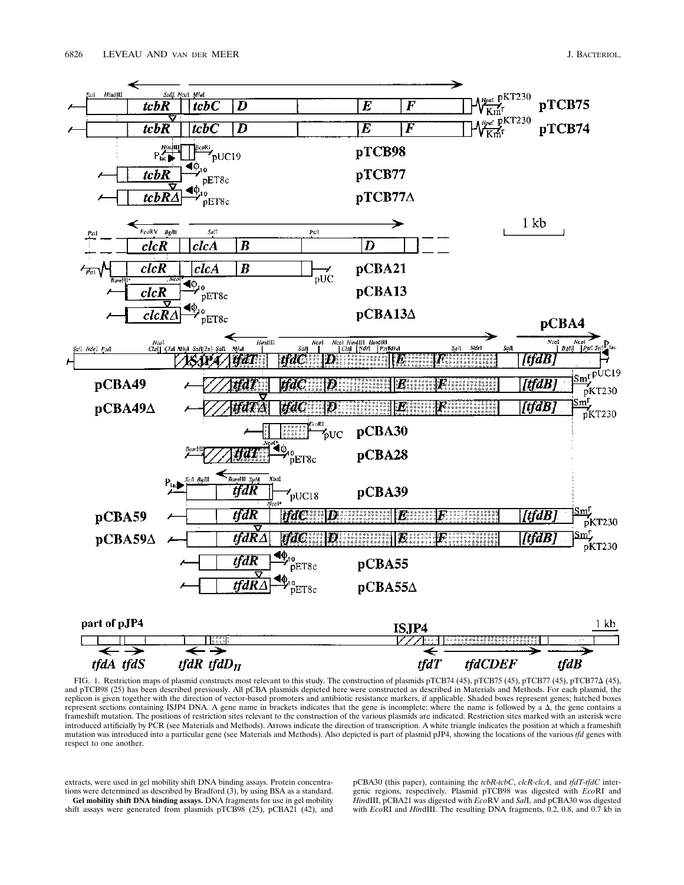FIG. 1. Restriction maps of plasmid constructs most relevant to this study. The construction of plasmids pTCB74 (45), pTCB75 (45), pTCB77 (45), pTCB77Δ (45), and pTCB98 (25) has been described previously. All pCBA plasmids depicted here were constructed as described in Materials and Methods. For each plasmid, the replicon is given together with the direction of vector-based promoters and antibiotic resistance markers, if applicable. Shaded boxes represent genes; hatched boxes represent sections containing ISJP4 DNA. A gene name in brackets indicates that the gene is incomplete; where the name is followed by a Δ, the gene contains a frameshift mutation. The positions of restriction sites relevant to the construction of the various plasmids are indicated. Restriction sites marked with an asterisk were introduced artificially by PCR (see Materials and Methods). Arrows indicate the direction of transcription. A white triangle indicates the position at which a frameshift mutation was introduced into a particular gene (see Materials and Methods). Also depicted is part of plasmid pJP4, showing the locations of the various *tfd* genes with respect to one another.

extracts, were used in gel mobility shift DNA binding assays. Protein concentrations were determined as described by Bradford (3), by using BSA as a standard.

**Gel mobility shift DNA binding assays.** DNA fragments for use in gel mobility shift assays were generated from plasmids pTCB98 (25), pCBA21 (42), and pCBA30 (this paper), containing the *tcbR-tcbC*, *clcR-clcA*, and *tfdT-tfdC* intergenic regions, respectively. Plasmid pTCB98 was digested with *Eco*RI and *Hin*dIII, pCBA21 was digested with *Eco*RV and *Sal*I, and pCBA30 was digested with *Eco*RI and *Hin*dIII. The resulting DNA fragments, 0.2, 0.8, and 0.7 kb in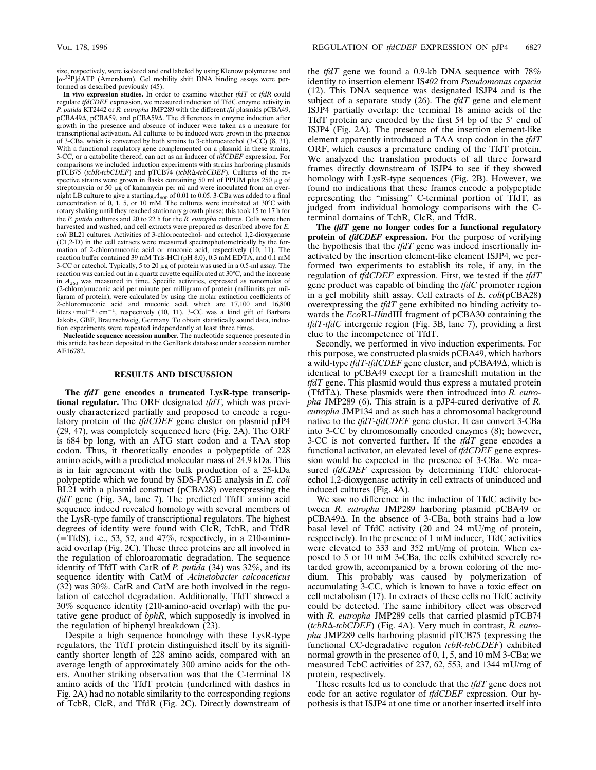size, respectively, were isolated and end labeled by using Klenow polymerase and [α-$^{32}$P]dATP (Amersham). Gel mobility shift DNA binding assays were performed as described previously (45).

**In vivo expression studies.** In order to examine whether *tfdT* or *tfdR* could regulate *tfdCDEF* expression, we measured induction of TfdC enzyme activity in *P. putida* KT2442 or *R. eutropha* JMP289 with the different *tfd* plasmids pCBA49, pCBA49Δ, pCBA59, and pCBA59Δ. The differences in enzyme induction after growth in the presence and absence of inducer were taken as a measure for transcriptional activation. All cultures to be induced were grown in the presence of 3-CBa, which is converted by both strains to 3-chlorocatechol (3-CC) (8, 31). With a functional regulatory gene complemented on a plasmid in these strains, 3-CC, or a catabolite thereof, can act as an inducer of *tfdCDEF* expression. For comparisons we included induction experiments with strains harboring plasmids pTCB75 (*tcbR-tcbCDEF*) and pTCB74 (*tcbR*Δ*-tcbCDEF*). Cultures of the respective strains were grown in flasks containing 50 ml of PPUM plus 250 μg of streptomycin or 50 μg of kanamycin per ml and were inoculated from an overnight LB culture to give a starting $A_{600}$ of 0.01 to 0.05. 3-CBa was added to a final concentration of 0, 1, 5, or 10 mM. The cultures were incubated at 30°C with rotary shaking until they reached stationary growth phase; this took 15 to 17 h for the *P. putida* cultures and 20 to 22 h for the *R. eutropha* cultures. Cells were then harvested and washed, and cell extracts were prepared as described above for *E. coli* BL21 cultures. Activities of 3-chlorocatechol- and catechol 1,2-dioxygenase (C1,2-D) in the cell extracts were measured spectrophotometrically by the formation of 2-chloromuconic acid or muconic acid, respectively (10, 11). The reaction buffer contained 39 mM Tris-HCl (pH 8.0), 0.3 mM EDTA, and 0.1 mM 3-CC or catechol. Typically, 5 to 20 μg of protein was used in a 0.5-ml assay. The reaction was carried out in a quartz cuvette equilibrated at 30°C, and the increase in $A_{260}$ was measured in time. Specific activities, expressed as nanomoles of (2-chloro)muconic acid per minute per milligram of protein (milliunits per milligram of protein), were calculated by using the molar extinction coefficients of 2-chloromuconic acid and muconic acid, which are 17,100 and 16,800 liters · mol$^{-1}$ · cm$^{-1}$, respectively (10, 11). 3-CC was a kind gift of Barbara Jakobs, GBF, Braunschweig, Germany. To obtain statistically sound data, induction experiments were repeated independently at least three times.

**Nucleotide sequence accession number.** The nucleotide sequence presented in this article has been deposited in the GenBank database under accession number AE16782.

## RESULTS AND DISCUSSION

**The *tfdT* gene encodes a truncated LysR-type transcriptional regulator.** The ORF designated *tfdT*, which was previously characterized partially and proposed to encode a regulatory protein of the *tfdCDEF* gene cluster on plasmid pJP4 (29, 47), was completely sequenced here (Fig. 2A). The ORF is 684 bp long, with an ATG start codon and a TAA stop codon. Thus, it theoretically encodes a polypeptide of 228 amino acids, with a predicted molecular mass of 24.9 kDa. This is in fair agreement with the bulk production of a 25-kDa polypeptide which we found by SDS-PAGE analysis in *E. coli* BL21 with a plasmid construct (pCBA28) overexpressing the *tfdT* gene (Fig. 3A, lane 7). The predicted TfdT amino acid sequence indeed revealed homology with several members of the LysR-type family of transcriptional regulators. The highest degrees of identity were found with ClcR, TcbR, and TfdR (=TfdS), i.e., 53, 52, and 47%, respectively, in a 210-amino-acid overlap (Fig. 2C). These three proteins are all involved in the regulation of chloroaromatic degradation. The sequence identity of TfdT with CatR of *P. putida* (34) was 32%, and its sequence identity with CatM of *Acinetobacter calcoaceticus* (32) was 30%. CatR and CatM are both involved in the regulation of catechol degradation. Additionally, TfdT showed a 30% sequence identity (210-amino-acid overlap) with the putative gene product of *bphR*, which supposedly is involved in the regulation of biphenyl breakdown (23).

Despite a high sequence homology with these LysR-type regulators, the TfdT protein distinguished itself by its significantly shorter length of 228 amino acids, compared with an average length of approximately 300 amino acids for the others. Another striking observation was that the C-terminal 18 amino acids of the TfdT protein (underlined with dashes in Fig. 2A) had no notable similarity to the corresponding regions of TcbR, ClcR, and TfdR (Fig. 2C). Directly downstream of the *tfdT* gene we found a 0.9-kb DNA sequence with 78% identity to insertion element IS*402* from *Pseudomonas cepacia* (12). This DNA sequence was designated ISJP4 and is the subject of a separate study (26). The *tfdT* gene and element ISJP4 partially overlap: the terminal 18 amino acids of the TfdT protein are encoded by the first 54 bp of the 5′ end of ISJP4 (Fig. 2A). The presence of the insertion element-like element apparently introduced a TAA stop codon in the *tfdT* ORF, which causes a premature ending of the TfdT protein. We analyzed the translation products of all three forward frames directly downstream of ISJP4 to see if they showed homology with LysR-type sequences (Fig. 2B). However, we found no indications that these frames encode a polypeptide representing the "missing" C-terminal portion of TfdT, as judged from individual homology comparisons with the C-terminal domains of TcbR, ClcR, and TfdR.

**The *tfdT* gene no longer codes for a functional regulatory protein of *tfdCDEF* expression.** For the purpose of verifying the hypothesis that the *tfdT* gene was indeed insertionally inactivated by the insertion element-like element ISJP4, we performed two experiments to establish its role, if any, in the regulation of *tfdCDEF* expression. First, we tested if the *tfdT* gene product was capable of binding the *tfdC* promoter region in a gel mobility shift assay. Cell extracts of *E. coli*(pCBA28) overexpressing the *tfdT* gene exhibited no binding activity towards the *Eco*RI-*Hin*dIII fragment of pCBA30 containing the *tfdT-tfdC* intergenic region (Fig. 3B, lane 7), providing a first clue to the incompetence of TfdT.

Secondly, we performed in vivo induction experiments. For this purpose, we constructed plasmids pCBA49, which harbors a wild-type *tfdT-tfdCDEF* gene cluster, and pCBA49Δ, which is identical to pCBA49 except for a frameshift mutation in the *tfdT* gene. This plasmid would thus express a mutated protein (TfdTΔ). These plasmids were then introduced into *R. eutropha* JMP289 (6). This strain is a pJP4-cured derivative of *R. eutropha* JMP134 and as such has a chromosomal background native to the *tfdT-tfdCDEF* gene cluster. It can convert 3-CBa into 3-CC by chromosomally encoded enzymes (8); however, 3-CC is not converted further. If the *tfdT* gene encodes a functional activator, an elevated level of *tfdCDEF* gene expression would be expected in the presence of 3-CBa. We measured *tfdCDEF* expression by determining TfdC chlorocatechol 1,2-dioxygenase activity in cell extracts of uninduced and induced cultures (Fig. 4A).

We saw no difference in the induction of TfdC activity between *R. eutropha* JMP289 harboring plasmid pCBA49 or pCBA49Δ. In the absence of 3-CBa, both strains had a low basal level of TfdC activity (20 and 24 mU/mg of protein, respectively). In the presence of 1 mM inducer, TfdC activities were elevated to 333 and 352 mU/mg of protein. When exposed to 5 or 10 mM 3-CBa, the cells exhibited severely retarded growth, accompanied by a brown coloring of the medium. This probably was caused by polymerization of accumulating 3-CC, which is known to have a toxic effect on cell metabolism (17). In extracts of these cells no TfdC activity could be detected. The same inhibitory effect was observed with *R. eutropha* JMP289 cells that carried plasmid pTCB74 (*tcbR*Δ*-tcbCDEF*) (Fig. 4A). Very much in contrast, *R. eutropha* JMP289 cells harboring plasmid pTCB75 (expressing the functional CC-degradative regulon *tcbR-tcbCDEF*) exhibited normal growth in the presence of 0, 1, 5, and 10 mM 3-CBa; we measured TcbC activities of 237, 62, 553, and 1344 mU/mg of protein, respectively.

These results led us to conclude that the *tfdT* gene does not code for an active regulator of *tfdCDEF* expression. Our hypothesis is that ISJP4 at one time or another inserted itself into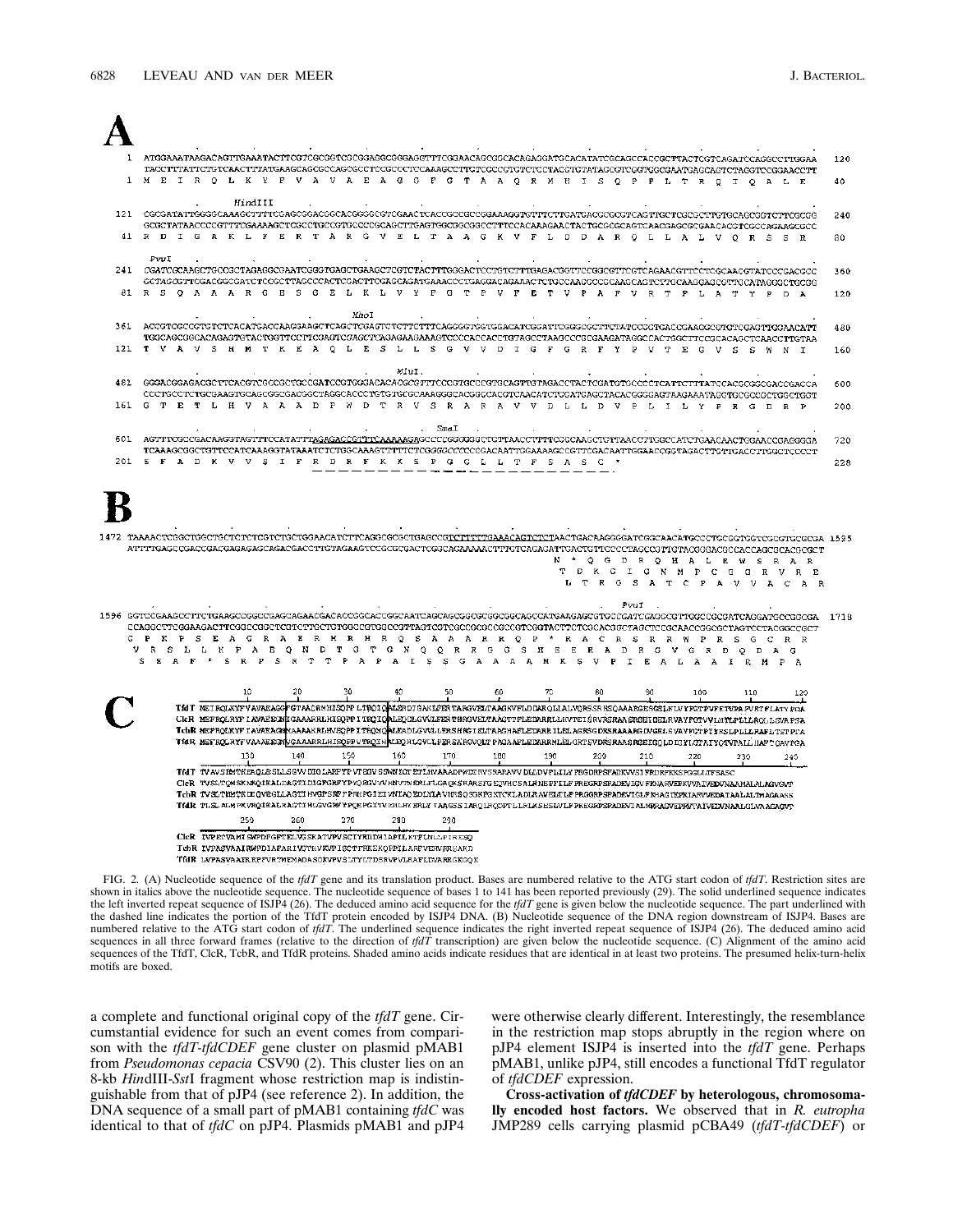FIG. 2. (A) Nucleotide sequence of the *tfdT* gene and its translation product. Bases are numbered relative to the ATG start codon of *tfdT*. Restriction sites are shown in italics above the nucleotide sequence. The nucleotide sequence of bases 1 to 141 has been reported previously (29). The solid underlined sequence indicates the left inverted repeat sequence of ISJP4 (26). The deduced amino acid sequence for the *tfdT* gene is given below the nucleotide sequence. The part underlined with the dashed line indicates the portion of the TfdT protein encoded by ISJP4 DNA. (B) Nucleotide sequence of the DNA region downstream of ISJP4. Bases are numbered relative to the ATG start codon of *tfdT*. The underlined sequence indicates the right inverted repeat sequence of ISJP4 (26). The deduced amino acid sequences in all three forward frames (relative to the direction of *tfdT* transcription) are given below the nucleotide sequence. (C) Alignment of the amino acid sequences of the TfdT, ClcR, TcbR, and TfdR proteins. Shaded amino acids indicate residues that are identical in at least two proteins. The presumed helix-turn-helix motifs are boxed.

a complete and functional original copy of the *tfdT* gene. Circumstantial evidence for such an event comes from comparison with the *tfdT-tfdCDEF* gene cluster on plasmid pMAB1 from *Pseudomonas cepacia* CSV90 (2). This cluster lies on an 8-kb *Hin*dIII-*Sst*I fragment whose restriction map is indistinguishable from that of pJP4 (see reference 2). In addition, the DNA sequence of a small part of pMAB1 containing *tfdC* was identical to that of *tfdC* on pJP4. Plasmids pMAB1 and pJP4 were otherwise clearly different. Interestingly, the resemblance in the restriction map stops abruptly in the region where on pJP4 element ISJP4 is inserted into the *tfdT* gene. Perhaps pMAB1, unlike pJP4, still encodes a functional TfdT regulator of *tfdCDEF* expression.

**Cross-activation of *tfdCDEF* by heterologous, chromosomally encoded host factors.** We observed that in *R. eutropha* JMP289 cells carrying plasmid pCBA49 (*tfdT-tfdCDEF*) or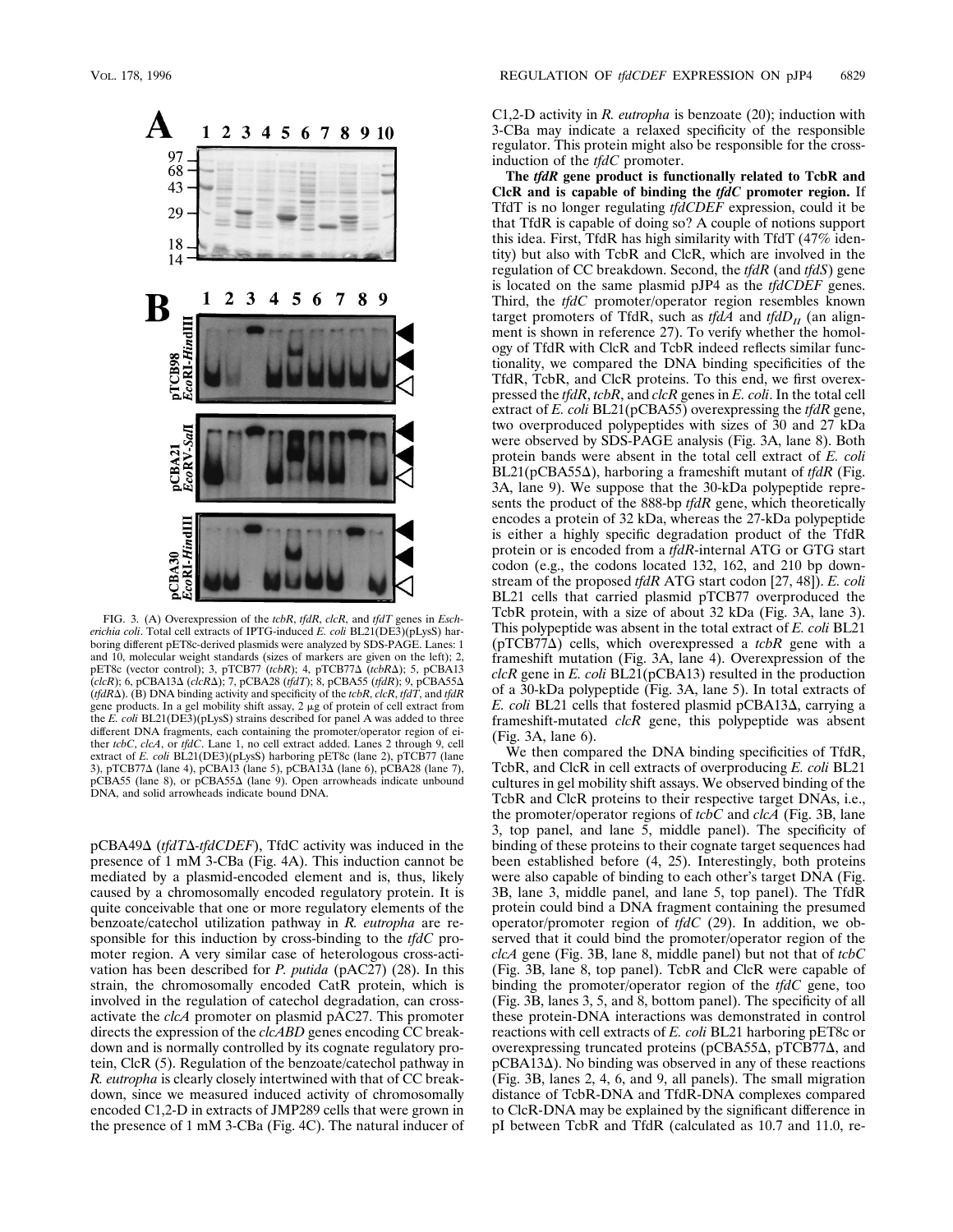FIG. 3. (A) Overexpression of the *tcbR*, *tfdR*, *clcR*, and *tfdT* genes in *Escherichia coli*. Total cell extracts of IPTG-induced *E. coli* BL21(DE3)(pLysS) harboring different pET8c-derived plasmids were analyzed by SDS-PAGE. Lanes: 1 and 10, molecular weight standards (sizes of markers are given on the left); 2, pET8c (vector control); 3, pTCB77 (*tcbR*); 4, pTCB77Δ (*tcbR*Δ); 5, pCBA13 (*clcR*); 6, pCBA13Δ (*clcR*Δ); 7, pCBA28 (*tfdT*); 8, pCBA55 (*tfdR*); 9, pCBA55Δ (*tfdR*Δ). (B) DNA binding activity and specificity of the *tcbR*, *clcR*, *tfdT*, and *tfdR* gene products. In a gel mobility shift assay, 2 μg of protein of cell extract from the *E. coli* BL21(DE3)(pLysS) strains described for panel A was added to three different DNA fragments, each containing the promoter/operator region of either *tcbC*, *clcA*, or *tfdC*. Lane 1, no cell extract added. Lanes 2 through 9, cell extract of *E. coli* BL21(DE3)(pLysS) harboring pET8c (lane 2), pTCB77 (lane 3), pTCB77Δ (lane 4), pCBA13 (lane 5), pCBA13Δ (lane 6), pCBA28 (lane 7), pCBA55 (lane 8), or pCBA55Δ (lane 9). Open arrowheads indicate unbound DNA, and solid arrowheads indicate bound DNA.

pCBA49Δ (*tfdT*Δ-*tfdCDEF*), TfdC activity was induced in the presence of 1 mM 3-CBa (Fig. 4A). This induction cannot be mediated by a plasmid-encoded element and is, thus, likely caused by a chromosomally encoded regulatory protein. It is quite conceivable that one or more regulatory elements of the benzoate/catechol utilization pathway in *R. eutropha* are responsible for this induction by cross-binding to the *tfdC* promoter region. A very similar case of heterologous cross-activation has been described for *P. putida* (pAC27) (28). In this strain, the chromosomally encoded CatR protein, which is involved in the regulation of catechol degradation, can cross-activate the *clcA* promoter on plasmid pAC27. This promoter directs the expression of the *clcABD* genes encoding CC breakdown and is normally controlled by its cognate regulatory protein, ClcR (5). Regulation of the benzoate/catechol pathway in *R. eutropha* is clearly closely intertwined with that of CC breakdown, since we measured induced activity of chromosomally encoded C1,2-D in extracts of JMP289 cells that were grown in the presence of 1 mM 3-CBa (Fig. 4C). The natural inducer of C1,2-D activity in *R. eutropha* is benzoate (20); induction with 3-CBa may indicate a relaxed specificity of the responsible regulator. This protein might also be responsible for the cross-induction of the *tfdC* promoter.

**The *tfdR* gene product is functionally related to TcbR and ClcR and is capable of binding the *tfdC* promoter region.** If TfdT is no longer regulating *tfdCDEF* expression, could it be that TfdR is capable of doing so? A couple of notions support this idea. First, TfdR has high similarity with TfdT (47% identity) but also with TcbR and ClcR, which are involved in the regulation of CC breakdown. Second, the *tfdR* (and *tfdS*) gene is located on the same plasmid pJP4 as the *tfdCDEF* genes. Third, the *tfdC* promoter/operator region resembles known target promoters of TfdR, such as *tfdA* and $tfdD_{II}$ (an alignment is shown in reference 27). To verify whether the homology of TfdR with ClcR and TcbR indeed reflects similar functionality, we compared the DNA binding specificities of the TfdR, TcbR, and ClcR proteins. To this end, we first overexpressed the *tfdR*, *tcbR*, and *clcR* genes in *E. coli*. In the total cell extract of *E. coli* BL21(pCBA55) overexpressing the *tfdR* gene, two overproduced polypeptides with sizes of 30 and 27 kDa were observed by SDS-PAGE analysis (Fig. 3A, lane 8). Both protein bands were absent in the total cell extract of *E. coli* BL21(pCBA55Δ), harboring a frameshift mutant of *tfdR* (Fig. 3A, lane 9). We suppose that the 30-kDa polypeptide represents the product of the 888-bp *tfdR* gene, which theoretically encodes a protein of 32 kDa, whereas the 27-kDa polypeptide is either a highly specific degradation product of the TfdR protein or is encoded from a *tfdR*-internal ATG or GTG start codon (e.g., the codons located 132, 162, and 210 bp downstream of the proposed *tfdR* ATG start codon [27, 48]). *E. coli* BL21 cells that carried plasmid pTCB77 overproduced the TcbR protein, with a size of about 32 kDa (Fig. 3A, lane 3). This polypeptide was absent in the total extract of *E. coli* BL21 (pTCB77Δ) cells, which overexpressed a *tcbR* gene with a frameshift mutation (Fig. 3A, lane 4). Overexpression of the *clcR* gene in *E. coli* BL21(pCBA13) resulted in the production of a 30-kDa polypeptide (Fig. 3A, lane 5). In total extracts of *E. coli* BL21 cells that fostered plasmid pCBA13Δ, carrying a frameshift-mutated *clcR* gene, this polypeptide was absent (Fig. 3A, lane 6).

We then compared the DNA binding specificities of TfdR, TcbR, and ClcR in cell extracts of overproducing *E. coli* BL21 cultures in gel mobility shift assays. We observed binding of the TcbR and ClcR proteins to their respective target DNAs, i.e., the promoter/operator regions of *tcbC* and *clcA* (Fig. 3B, lane 3, top panel, and lane 5, middle panel). The specificity of binding of these proteins to their cognate target sequences had been established before (4, 25). Interestingly, both proteins were also capable of binding to each other's target DNA (Fig. 3B, lane 3, middle panel, and lane 5, top panel). The TfdR protein could bind a DNA fragment containing the presumed operator/promoter region of *tfdC* (29). In addition, we observed that it could bind the promoter/operator region of the *clcA* gene (Fig. 3B, lane 8, middle panel) but not that of *tcbC* (Fig. 3B, lane 8, top panel). TcbR and ClcR were capable of binding the promoter/operator region of the *tfdC* gene, too (Fig. 3B, lanes 3, 5, and 8, bottom panel). The specificity of all these protein-DNA interactions was demonstrated in control reactions with cell extracts of *E. coli* BL21 harboring pET8c or overexpressing truncated proteins (pCBA55Δ, pTCB77Δ, and pCBA13Δ). No binding was observed in any of these reactions (Fig. 3B, lanes 2, 4, 6, and 9, all panels). The small migration distance of TcbR-DNA and TfdR-DNA complexes compared to ClcR-DNA may be explained by the significant difference in pI between TcbR and TfdR (calculated as 10.7 and 11.0, re-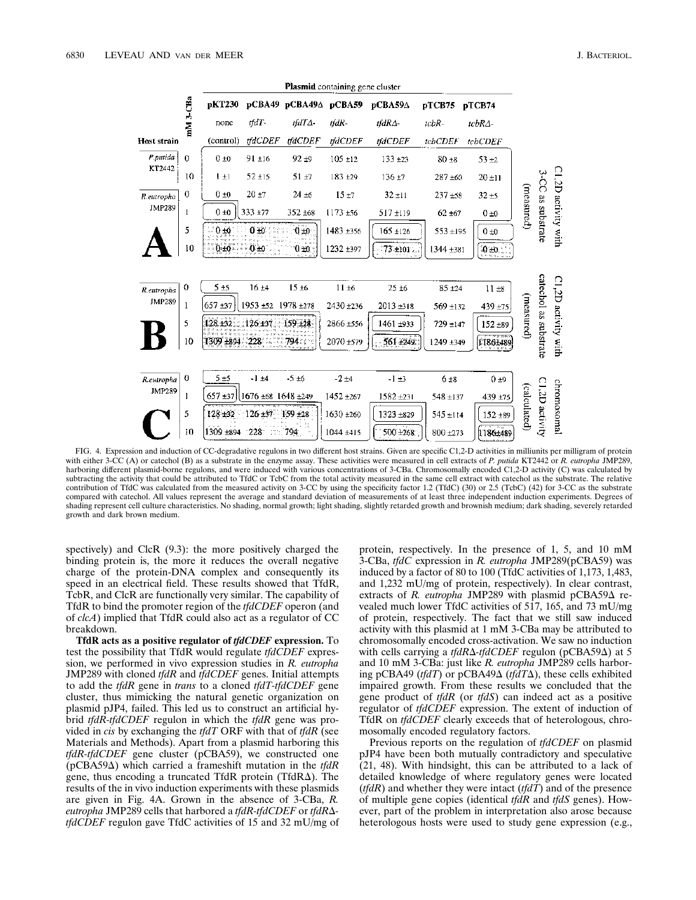|  |  | Plasmid containing gene cluster |  |  |  |  |  |  |  |
|---|---|---|---|---|---|---|---|---|---|
|  | mM 3-CBa | pKT230 | pCBA49 | pCBA49Δ | pCBA59 | pCBA59Δ | pTCB75 | pTCB74 |  |
|  |  | none | *tfdT-* | *tfdTΔ-* | *tfdR-* | *tfdRΔ-* | *tcbR-* | *tcbRΔ-* |  |
| Host strain |  | (control) | *tfdCDEF* | *tfdCDEF* | *tfdCDEF* | *tfdCDEF* | *tcbCDEF* | *tcbCDEF* |  |
| *P. putida* KT2442 | 0 | 0 ±0 | 91 ±16 | 92 ±9 | 105 ±12 | 133 ±23 | 80 ±8 | 53 ±2 | C1,2D activity with 3-CC as substrate (measured) |
|  | 10 | 1 ±1 | 52 ±15 | 51 ±7 | 183 ±29 | 136 ±7 | 287 ±60 | 20 ±11 |  |
| *R. eutropha* JMP289 | 0 | 0 ±0 | 20 ±7 | 24 ±6 | 15 ±7 | 32 ±11 | 237 ±58 | 32 ±5 |  |
|  | 1 | 0 ±0 | 333 ±77 | 352 ±68 | 1173 ±56 | 517 ±119 | 62 ±67 | 0 ±0 |  |
| **A** | 5 | 0 ±0 | 0 ±0 | 0 ±0 | 1483 ±356 | 165 ±126 | 553 ±195 | 0 ±0 |  |
|  | 10 | 0 ±0 | 0 ±0 | 0 ±0 | 1232 ±397 | 73 ±101 | 1344 ±381 | 0 ±0 |  |
| *R. eutropha* JMP289 | 0 | 5 ±5 | 16 ±4 | 15 ±6 | 11 ±6 | 25 ±6 | 85 ±24 | 11 ±8 | C1,2D activity with catechol as substrate (measured) |
|  | 1 | 657 ±37 | 1953 ±52 | 1978 ±278 | 2430 ±236 | 2013 ±318 | 569 ±132 | 439 ±75 |  |
| **B** | 5 | 128 ±32 | 126 ±37 | 159 ±28 | 2866 ±556 | 1461 ±933 | 729 ±147 | 152 ±89 |  |
|  | 10 | 1309 ±894 | 228 | 794 | 2070 ±579 | 561 ±249 | 1249 ±349 | 1186±489 |  |
| *R. eutropha* JMP289 | 0 | 5 ±5 | -1 ±4 | -5 ±6 | -2 ±4 | -1 ±3 | 6 ±8 | 0 ±9 | chromosomal C1,2D activity (calculated) |
|  | 1 | 657 ±37 | 1676 ±68 | 1648 ±249 | 1452 ±267 | 1582 ±231 | 548 ±137 | 439 ±75 |  |
| **C** | 5 | 128 ±32 | 126 ±37 | 159 ±28 | 1630 ±260 | 1323 ±829 | 545 ±114 | 152 ±89 |  |
|  | 10 | 1309 ±894 | 228 | 794 | 1044 ±415 | 500 ±268 | 800 ±273 | 1186±489 |  |

FIG. 4. Expression and induction of CC-degradative regulons in two different host strains. Given are specific C1,2-D activities in milliunits per milligram of protein with either 3-CC (A) or catechol (B) as a substrate in the enzyme assay. These activities were measured in cell extracts of *P. putida* KT2442 or *R. eutropha* JMP289, harboring different plasmid-borne regulons, and were induced with various concentrations of 3-CBa. Chromosomally encoded C1,2-D activity (C) was calculated by subtracting the activity that could be attributed to TfdC or TcbC from the total activity measured in the same cell extract with catechol as the substrate. The relative contribution of TfdC was calculated from the measured activity on 3-CC by using the specificity factor 1.2 (TfdC) (30) or 2.5 (TcbC) (42) for 3-CC as the substrate compared with catechol. All values represent the average and standard deviation of measurements of at least three independent induction experiments. Degrees of shading represent cell culture characteristics. No shading, normal growth; light shading, slightly retarded growth and brownish medium; dark shading, severely retarded growth and dark brown medium.

spectively) and ClcR (9.3): the more positively charged the binding protein is, the more it reduces the overall negative charge of the protein-DNA complex and consequently its speed in an electrical field. These results showed that TfdR, TcbR, and ClcR are functionally very similar. The capability of TfdR to bind the promoter region of the *tfdCDEF* operon (and of *clcA*) implied that TfdR could also act as a regulator of CC breakdown.

**TfdR acts as a positive regulator of *tfdCDEF* expression.** To test the possibility that TfdR would regulate *tfdCDEF* expression, we performed in vivo expression studies in *R. eutropha* JMP289 with cloned *tfdR* and *tfdCDEF* genes. Initial attempts to add the *tfdR* gene in *trans* to a cloned *tfdT-tfdCDEF* gene cluster, thus mimicking the natural genetic organization on plasmid pJP4, failed. This led us to construct an artificial hybrid *tfdR-tfdCDEF* regulon in which the *tfdR* gene was provided in *cis* by exchanging the *tfdT* ORF with that of *tfdR* (see Materials and Methods). Apart from a plasmid harboring this *tfdR-tfdCDEF* gene cluster (pCBA59), we constructed one (pCBA59Δ) which carried a frameshift mutation in the *tfdR* gene, thus encoding a truncated TfdR protein (TfdRΔ). The results of the in vivo induction experiments with these plasmids are given in Fig. 4A. Grown in the absence of 3-CBa, *R. eutropha* JMP289 cells that harbored a *tfdR-tfdCDEF* or *tfdRΔ-tfdCDEF* regulon gave TfdC activities of 15 and 32 mU/mg of protein, respectively. In the presence of 1, 5, and 10 mM 3-CBa, *tfdC* expression in *R. eutropha* JMP289(pCBA59) was induced by a factor of 80 to 100 (TfdC activities of 1,173, 1,483, and 1,232 mU/mg of protein, respectively). In clear contrast, extracts of *R. eutropha* JMP289 with plasmid pCBA59Δ revealed much lower TfdC activities of 517, 165, and 73 mU/mg of protein, respectively. The fact that we still saw induced activity with this plasmid at 1 mM 3-CBa may be attributed to chromosomally encoded cross-activation. We saw no induction with cells carrying a *tfdRΔ-tfdCDEF* regulon (pCBA59Δ) at 5 and 10 mM 3-CBa: just like *R. eutropha* JMP289 cells harboring pCBA49 (*tfdT*) or pCBA49Δ (*tfdTΔ*), these cells exhibited impaired growth. From these results we concluded that the gene product of *tfdR* (or *tfdS*) can indeed act as a positive regulator of *tfdCDEF* expression. The extent of induction of TfdR on *tfdCDEF* clearly exceeds that of heterologous, chromosomally encoded regulatory factors.

Previous reports on the regulation of *tfdCDEF* on plasmid pJP4 have been both mutually contradictory and speculative (21, 48). With hindsight, this can be attributed to a lack of detailed knowledge of where regulatory genes were located (*tfdR*) and whether they were intact (*tfdT*) and of the presence of multiple gene copies (identical *tfdR* and *tfdS* genes). However, part of the problem in interpretation also arose because heterologous hosts were used to study gene expression (e.g.,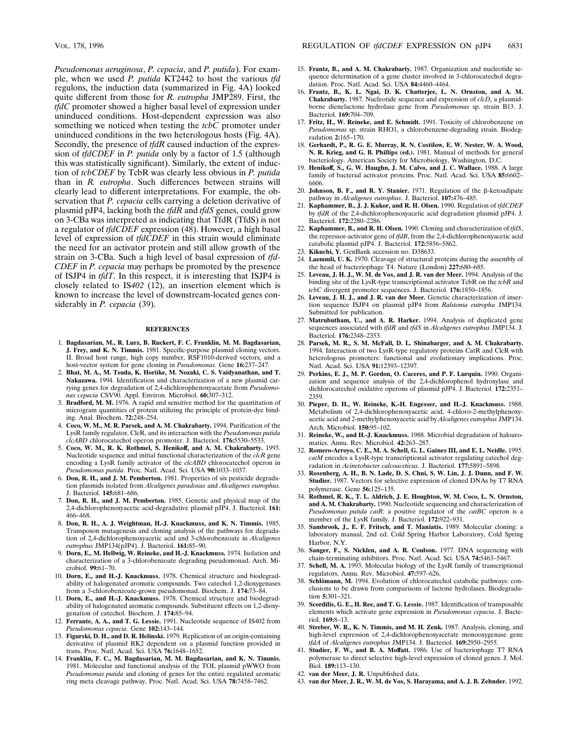*Pseudomonas aeruginosa*, *P. cepacia*, and *P. putida*). For example, when we used *P. putida* KT2442 to host the various *tfd* regulons, the induction data (summarized in Fig. 4A) looked quite different from those for *R. eutropha* JMP289. First, the *tfdC* promoter showed a higher basal level of expression under uninduced conditions. Host-dependent expression was also something we noticed when testing the *tcbC* promoter under uninduced conditions in the two heterologous hosts (Fig. 4A). Secondly, the presence of *tfdR* caused induction of the expression of *tfdCDEF* in *P. putida* only by a factor of 1.5 (although this was statistically significant). Similarly, the extent of induction of *tcbCDEF* by TcbR was clearly less obvious in *P. putida* than in *R. eutropha*. Such differences between strains will clearly lead to different interpretations. For example, the observation that *P. cepacia* cells carrying a deletion derivative of plasmid pJP4, lacking both the *tfdR* and *tfdS* genes, could grow on 3-CBa was interpreted as indicating that TfdR (TfdS) is not a regulator of *tfdCDEF* expression (48). However, a high basal level of expression of *tfdCDEF* in this strain would eliminate the need for an activator protein and still allow growth of the strain on 3-CBa. Such a high level of basal expression of *tfdCDEF* in *P. cepacia* may perhaps be promoted by the presence of ISJP4 in *tfdT*. In this respect, it is interesting that ISJP4 is closely related to IS*402* (12), an insertion element which is known to increase the level of downstream-located genes considerably in *P. cepacia* (39).

## REFERENCES

1. **Bagdasarian, M., R. Lurz, B. Ruckert, F. C. Franklin, M. M. Bagdasarian, J. Frey, and K. N. Timmis.** 1981. Specific-purpose plasmid cloning vectors. II. Broad host range, high copy number, RSF1010-derived vectors, and a host-vector system for gene cloning in *Pseudomonas*. Gene **16:**237–247.
2. **Bhat, M. A., M. Tsuda, K. Horiike, M. Nozaki, C. S. Vaidyanathan, and T. Nakazawa.** 1994. Identification and characterization of a new plasmid carrying genes for degradation of 2,4-dichlorophenoxyacetate from *Pseudomonas cepacia* CSV90. Appl. Environ. Microbiol. **60:**307–312.
3. **Bradford, M. M.** 1976. A rapid and sensitive method for the quantitation of microgram quantities of protein utilizing the principle of protein-dye binding. Anal. Biochem. **72:**248–254.
4. **Coco, W. M., M. R. Parsek, and A. M. Chakrabarty.** 1994. Purification of the LysR family regulator, ClcR, and its interaction with the *Pseudomonas putida clcABD* chlorocatechol operon promoter. J. Bacteriol. **176:**5530–5533.
5. **Coco, W. M., R. K. Rothmel, S. Henikoff, and A. M. Chakrabarty.** 1993. Nucleotide sequence and initial functional characterization of the *clcR* gene encoding a LysR family activator of the *clcABD* chlorocatechol operon in *Pseudomonas putida*. Proc. Natl. Acad. Sci. USA **90:**1033–1037.
6. **Don, R. H., and J. M. Pemberton.** 1981. Properties of six pesticide degradation plasmids isolated from *Alcaligenes paradoxus* and *Alcaligenes eutrophus*. J. Bacteriol. **145:**681–686.
7. **Don, R. H., and J. M. Pemberton.** 1985. Genetic and physical map of the 2,4-dichlorophenoxyacetic acid-degradative plasmid pJP4. J. Bacteriol. **161:** 466–468.
8. **Don, R. H., A. J. Weightman, H.-J. Knackmuss, and K. N. Timmis.** 1985. Transposon mutagenesis and cloning analysis of the pathways for degradation of 2,4-dichlorophenoxyacetic acid and 3-chlorobenzoate in *Alcaligenes eutrophus* JMP134(pJP4). J. Bacteriol. **161:**85–90.
9. **Dorn, E., M. Hellwig, W. Reineke, and H.-J. Knackmuss.** 1974. Isolation and characterization of a 3-chlorobenzoate degrading pseudomonad. Arch. Microbiol. **99:**61–70.
10. **Dorn, E., and H.-J. Knackmuss.** 1978. Chemical structure and biodegradability of halogenated aromatic compounds. Two catechol 1,2-dioxygenases from a 3-chlorobenzoate-grown pseudomonad. Biochem. J. **174:**73–84.
11. **Dorn, E., and H.-J. Knackmuss.** 1978. Chemical structure and biodegradability of halogenated aromatic compounds. Substituent effects on 1,2-dioxygenation of catechol. Biochem. J. **174:**85–94.
12. **Ferrante, A. A., and T. G. Lessie.** 1991. Nucleotide sequence of IS402 from *Pseudomonas cepacia*. Gene **102:**143–144.
13. **Figurski, D. H., and D. R. Helinski.** 1979. Replication of an origin-containing derivative of plasmid RK2 dependent on a plasmid function provided in trans. Proc. Natl. Acad. Sci. USA **76:**1648–1652.
14. **Franklin, F. C., M. Bagdasarian, M. M. Bagdasarian, and K. N. Timmis.** 1981. Molecular and functional analysis of the TOL plasmid pWWO from *Pseudomonas putida* and cloning of genes for the entire regulated aromatic ring meta cleavage pathway. Proc. Natl. Acad. Sci. USA **78:**7458–7462.
15. **Frantz, B., and A. M. Chakrabarty.** 1987. Organization and nucleotide sequence determination of a gene cluster involved in 3-chlorocatechol degradation. Proc. Natl. Acad. Sci. USA **84:**4460–4464.
16. **Frantz, B., K. L. Ngai, D. K. Chatterjee, L. N. Ornston, and A. M. Chakrabarty.** 1987. Nucleotide sequence and expression of *clcD*, a plasmid-borne dienelactone hydrolase gene from *Pseudomonas* sp. strain B13. J. Bacteriol. **169:**704–709.
17. **Fritz, H., W. Reineke, and E. Schmidt.** 1991. Toxicity of chlorobenzene on *Pseudomonas* sp. strain RHO1, a chlorobenzene-degrading strain. Biodegradation **2:**165–170.
18. **Gerhardt, P., R. G. E. Murray, R. N. Costilow, E. W. Nester, W. A. Wood, N. R. Krieg, and G. B. Phillips (ed.).** 1981. Manual of methods for general bacteriology. American Society for Microbiology, Washington, D.C.
19. **Henikoff, S., G. W. Haughn, J. M. Calvo, and J. C. Wallace.** 1988. A large family of bacterial activator proteins. Proc. Natl. Acad. Sci. USA **85:**6602–6606.
20. **Johnson, B. F., and R. Y. Stanier.** 1971. Regulation of the β-ketoadipate pathway in *Alcaligenes eutrophus*. J. Bacteriol. **107:**476–485.
21. **Kaphammer, B., J. J. Kukor, and R. H. Olsen.** 1990. Regulation of *tfdCDEF* by *tfdR* of the 2,4-dichlorophenoxyacetic acid degradation plasmid pJP4. J. Bacteriol. **172:**2280–2286.
22. **Kaphammer, B., and R. H. Olsen.** 1990. Cloning and characterization of *tfdS*, the repressor-activator gene of *tfdB*, from the 2,4-dichlorophenoxyacetic acid catabolic plasmid pJP4. J. Bacteriol. **172:**5856–5862.
23. **Kikuchi, Y.** GenBank accession no. D38633.
24. **Laemmli, U. K.** 1970. Cleavage of structural proteins during the assembly of the head of bacteriophage T4. Nature (London) **227:**680–685.
25. **Leveau, J. H. J., W. M. de Vos, and J. R. van der Meer.** 1994. Analysis of the binding site of the LysR-type transcriptional activator TcbR on the *tcbR* and *tcbC* divergent promoter sequences. J. Bacteriol. **176:**1850–1856.
26. **Leveau, J. H. J., and J. R. van der Meer.** Genetic characterization of insertion sequence ISJP4 on plasmid pJP4 from *Ralstonia eutropha* JMP134. Submitted for publication.
27. **Matrubutham, U., and A. R. Harker.** 1994. Analysis of duplicated gene sequences associated with *tfdR* and *tfdS* in *Alcaligenes eutrophus* JMP134. J. Bacteriol. **176:**2348–2353.
28. **Parsek, M. R., S. M. McFall, D. L. Shinabarger, and A. M. Chakrabarty.** 1994. Interaction of two LysR-type regulatory proteins CatR and ClcR with heterologous promoters: functional and evolutionary implications. Proc. Natl. Acad. Sci. USA **91:**12393–12397.
29. **Perkins, E. J., M. P. Gordon, O. Caceres, and P. F. Lurquin.** 1990. Organization and sequence analysis of the 2,4-dichlorophenol hydroxylase and dichlorocatechol oxidative operons of plasmid pJP4. J. Bacteriol. **172:**2351–2359.
30. **Pieper, D. H., W. Reineke, K.-H. Engesser, and H.-J. Knackmuss.** 1988. Metabolism of 2,4-dichlorophenoxyacetic acid, 4-chloro-2-methylphenoxyacetic acid and 2-methylphenoxyacetic acid by *Alcaligenes eutrophus* JMP134. Arch. Microbiol. **150:**95–102.
31. **Reineke, W., and H.-J. Knackmuss.** 1988. Microbial degradation of haloaromatics. Annu. Rev. Microbiol. **42:**263–287.
32. **Romero-Arroyo, C. E., M. A. Schell, G. L. Gaines III, and E. L. Neidle.** 1995. *catM* encodes a LysR-type transcriptional activator regulating catechol degradation in *Acinetobacter calcoaceticus*. J. Bacteriol. **177:**5891–5898.
33. **Rosenberg, A. H., B. N. Lade, D. S. Chui, S. W. Lin, J. J. Dunn, and F. W. Studier.** 1987. Vectors for selective expression of cloned DNAs by T7 RNA polymerase. Gene **56:**125–135.
34. **Rothmel, R. K., T. L. Aldrich, J. E. Houghton, W. M. Coco, L. N. Ornston, and A. M. Chakrabarty.** 1990. Nucleotide sequencing and characterization of *Pseudomonas putida catR*: a positive regulator of the *catBC* operon is a member of the LysR family. J. Bacteriol. **172:**922–931.
35. **Sambrook, J., E. F. Fritsch, and T. Maniatis.** 1989. Molecular cloning: a laboratory manual, 2nd ed. Cold Spring Harbor Laboratory, Cold Spring Harbor, N.Y.
36. **Sanger, F., S. Nicklen, and A. R. Coulson.** 1977. DNA sequencing with chain-terminating inhibitors. Proc. Natl. Acad. Sci. USA **74:**5463–5467.
37. **Schell, M. A.** 1993. Molecular biology of the LysR family of transcriptional regulators. Annu. Rev. Microbiol. **47:**597–626.
38. **Schlömann, M.** 1994. Evolution of chlorocatechol catabolic pathways: conclusions to be drawn from comparisons of lactone hydrolases. Biodegradation **5:**301–321.
39. **Scordilis, G. E., H. Ree, and T. G. Lessie.** 1987. Identification of transposable elements which activate gene expression in *Pseudomonas cepacia*. J. Bacteriol. **169:**8–13.
40. **Streber, W. R., K. N. Timmis, and M. H. Zenk.** 1987. Analysis, cloning, and high-level expression of 2,4-dichlorophenoxyacetate monooxygenase gene *tfdA* of *Alcaligenes eutrophus* JMP134. J. Bacteriol. **169:**2950–2955.
41. **Studier, F. W., and B. A. Moffatt.** 1986. Use of bacteriophage T7 RNA polymerase to direct selective high-level expression of cloned genes. J. Mol. Biol. **189:**113–130.
42. **van der Meer, J. R.** Unpublished data.
43. **van der Meer, J. R., W. M. de Vos, S. Harayama, and A. J. B. Zehnder.** 1992.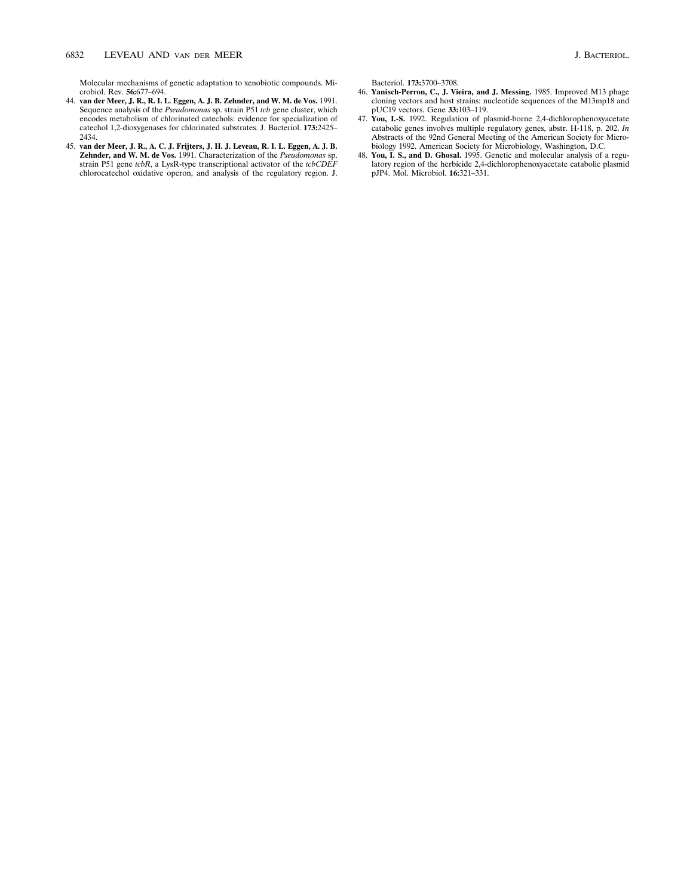Molecular mechanisms of genetic adaptation to xenobiotic compounds. Microbiol. Rev. **56:**677–694.

44. **van der Meer, J. R., R. I. L. Eggen, A. J. B. Zehnder, and W. M. de Vos.** 1991. Sequence analysis of the *Pseudomonas* sp. strain P51 *tcb* gene cluster, which encodes metabolism of chlorinated catechols: evidence for specialization of catechol 1,2-dioxygenases for chlorinated substrates. J. Bacteriol. **173:**2425–2434.
45. **van der Meer, J. R., A. C. J. Frijters, J. H. J. Leveau, R. I. L. Eggen, A. J. B. Zehnder, and W. M. de Vos.** 1991. Characterization of the *Pseudomonas* sp. strain P51 gene *tcbR*, a LysR-type transcriptional activator of the *tcbCDEF* chlorocatechol oxidative operon, and analysis of the regulatory region. J. Bacteriol. **173:**3700–3708.
46. **Yanisch-Perron, C., J. Vieira, and J. Messing.** 1985. Improved M13 phage cloning vectors and host strains: nucleotide sequences of the M13mp18 and pUC19 vectors. Gene **33:**103–119.
47. **You, I.-S.** 1992. Regulation of plasmid-borne 2,4-dichlorophenoxyacetate catabolic genes involves multiple regulatory genes, abstr. H-118, p. 202. *In* Abstracts of the 92nd General Meeting of the American Society for Microbiology 1992. American Society for Microbiology, Washington, D.C.
48. **You, I. S., and D. Ghosal.** 1995. Genetic and molecular analysis of a regulatory region of the herbicide 2,4-dichlorophenoxyacetate catabolic plasmid pJP4. Mol. Microbiol. **16:**321–331.